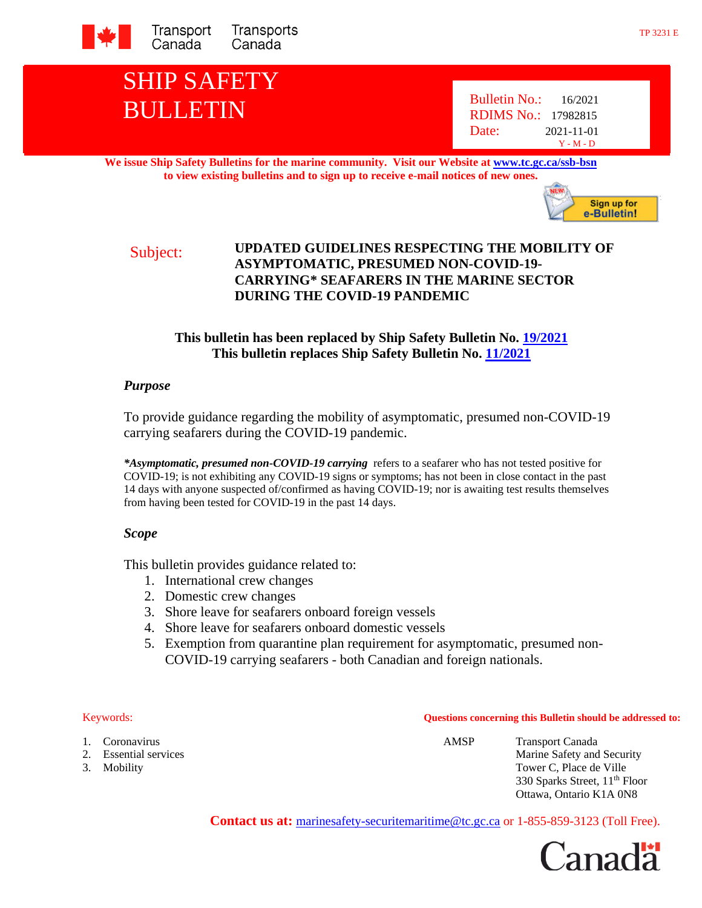Transport Canada | Transports Canada

TP 3231 E

# SHIP SAFETY BULLETIN

Bulletin No.: 16/2021
RDIMS No.: 17982815
Date: 2021-11-01
Y - M - D

**We issue Ship Safety Bulletins for the marine community. Visit our Website at www.tc.gc.ca/ssb-bsn to view existing bulletins and to sign up to receive e-mail notices of new ones.**

Sign up for e-Bulletin!

Subject: **UPDATED GUIDELINES RESPECTING THE MOBILITY OF ASYMPTOMATIC, PRESUMED NON-COVID-19-CARRYING* SEAFARERS IN THE MARINE SECTOR DURING THE COVID-19 PANDEMIC**

**This bulletin has been replaced by Ship Safety Bulletin No. 19/2021**
**This bulletin replaces Ship Safety Bulletin No. 11/2021**

### *Purpose*

To provide guidance regarding the mobility of asymptomatic, presumed non-COVID-19 carrying seafarers during the COVID-19 pandemic.

***Asymptomatic, presumed non-COVID-19 carrying*** refers to a seafarer who has not tested positive for COVID-19; is not exhibiting any COVID-19 signs or symptoms; has not been in close contact in the past 14 days with anyone suspected of/confirmed as having COVID-19; nor is awaiting test results themselves from having been tested for COVID-19 in the past 14 days.

### *Scope*

This bulletin provides guidance related to:

1. International crew changes
2. Domestic crew changes
3. Shore leave for seafarers onboard foreign vessels
4. Shore leave for seafarers onboard domestic vessels
5. Exemption from quarantine plan requirement for asymptomatic, presumed non-COVID-19 carrying seafarers - both Canadian and foreign nationals.

Keywords:

1. Coronavirus
2. Essential services
3. Mobility

**Questions concerning this Bulletin should be addressed to:**

AMSP
Transport Canada
Marine Safety and Security
Tower C, Place de Ville
330 Sparks Street, 11th Floor
Ottawa, Ontario K1A 0N8

**Contact us at:** marinesafety-securitemaritime@tc.gc.ca or 1-855-859-3123 (Toll Free).

Canada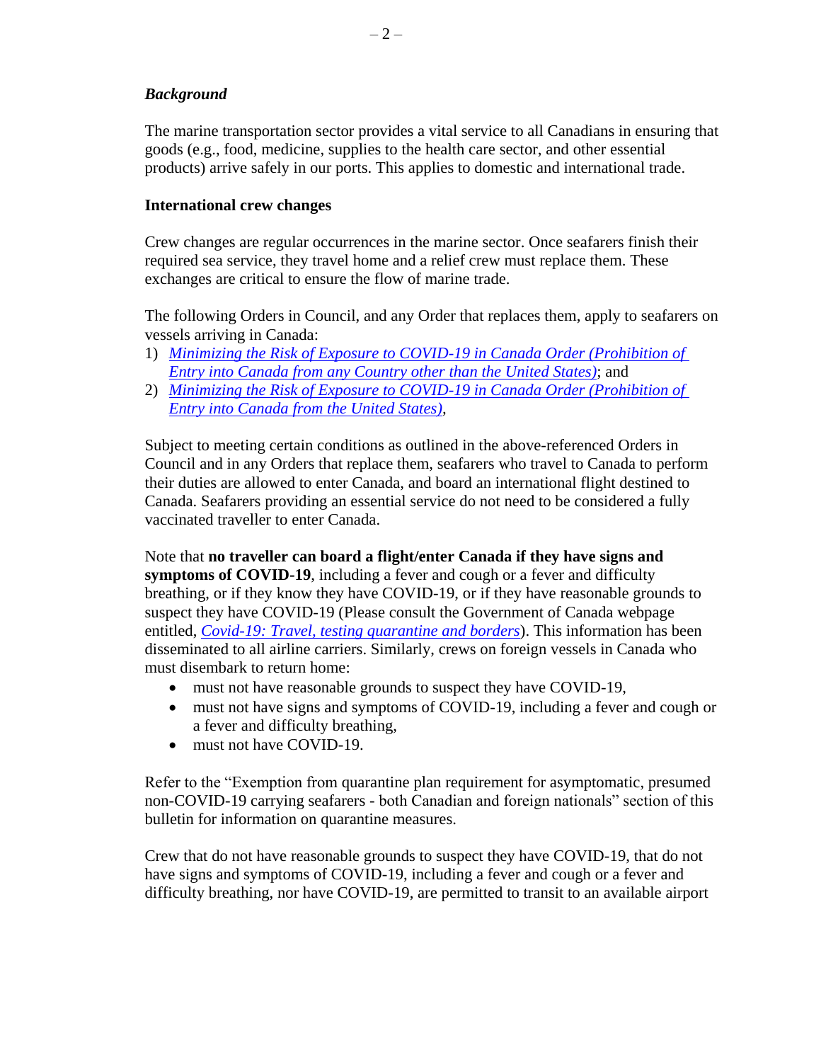***Background***

The marine transportation sector provides a vital service to all Canadians in ensuring that goods (e.g., food, medicine, supplies to the health care sector, and other essential products) arrive safely in our ports. This applies to domestic and international trade.

**International crew changes**

Crew changes are regular occurrences in the marine sector. Once seafarers finish their required sea service, they travel home and a relief crew must replace them. These exchanges are critical to ensure the flow of marine trade.

The following Orders in Council, and any Order that replaces them, apply to seafarers on vessels arriving in Canada:

1) *Minimizing the Risk of Exposure to COVID-19 in Canada Order (Prohibition of Entry into Canada from any Country other than the United States)*; and
2) *Minimizing the Risk of Exposure to COVID-19 in Canada Order (Prohibition of Entry into Canada from the United States)*,

Subject to meeting certain conditions as outlined in the above-referenced Orders in Council and in any Orders that replace them, seafarers who travel to Canada to perform their duties are allowed to enter Canada, and board an international flight destined to Canada. Seafarers providing an essential service do not need to be considered a fully vaccinated traveller to enter Canada.

Note that **no traveller can board a flight/enter Canada if they have signs and symptoms of COVID-19**, including a fever and cough or a fever and difficulty breathing, or if they know they have COVID-19, or if they have reasonable grounds to suspect they have COVID-19 (Please consult the Government of Canada webpage entitled, *Covid-19: Travel, testing quarantine and borders*). This information has been disseminated to all airline carriers. Similarly, crews on foreign vessels in Canada who must disembark to return home:

- must not have reasonable grounds to suspect they have COVID-19,
- must not have signs and symptoms of COVID-19, including a fever and cough or a fever and difficulty breathing,
- must not have COVID-19.

Refer to the "Exemption from quarantine plan requirement for asymptomatic, presumed non-COVID-19 carrying seafarers - both Canadian and foreign nationals" section of this bulletin for information on quarantine measures.

Crew that do not have reasonable grounds to suspect they have COVID-19, that do not have signs and symptoms of COVID-19, including a fever and cough or a fever and difficulty breathing, nor have COVID-19, are permitted to transit to an available airport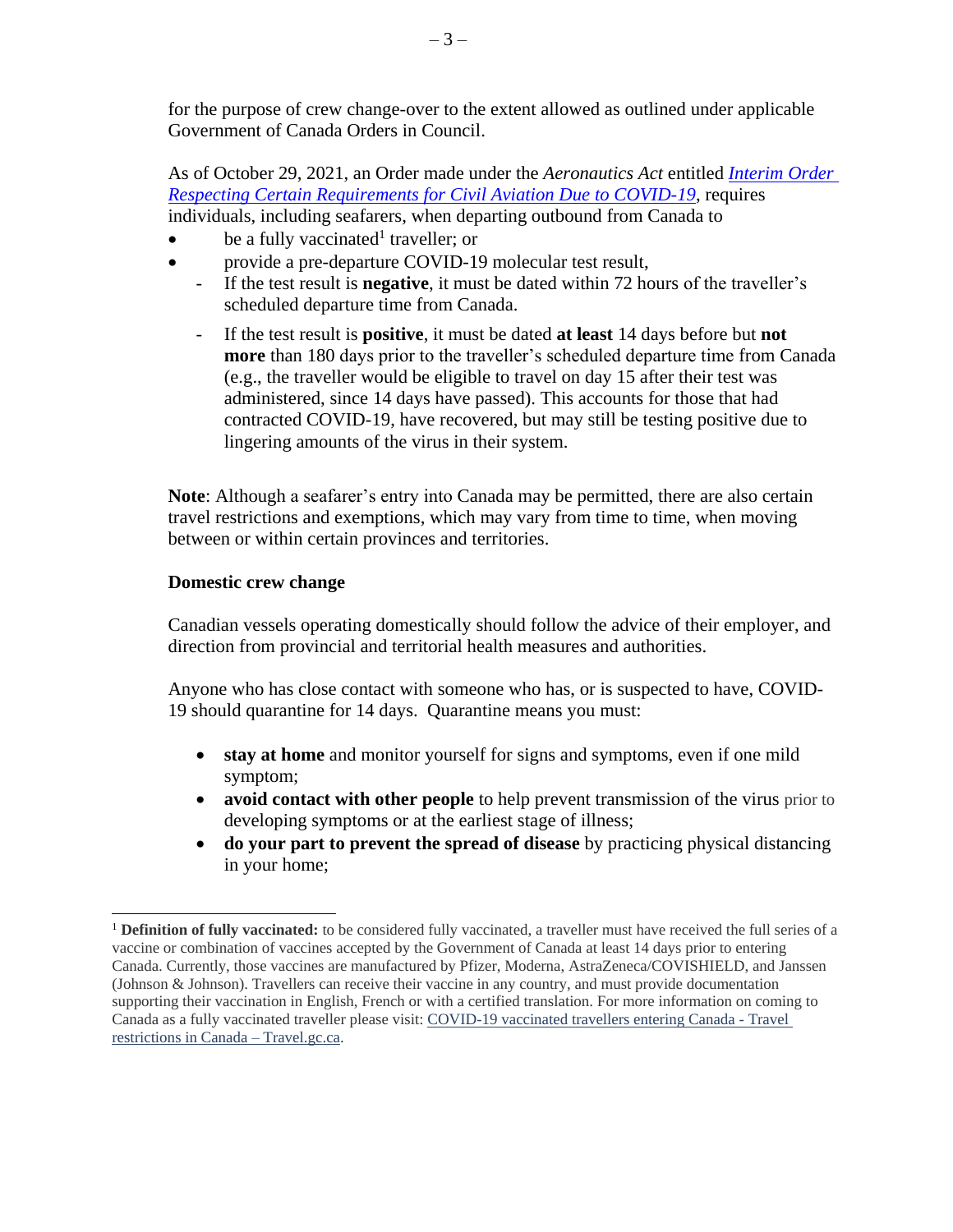for the purpose of crew change-over to the extent allowed as outlined under applicable Government of Canada Orders in Council.

As of October 29, 2021, an Order made under the *Aeronautics Act* entitled *Interim Order Respecting Certain Requirements for Civil Aviation Due to COVID-19*, requires individuals, including seafarers, when departing outbound from Canada to

- be a fully vaccinated[1] traveller; or
- provide a pre-departure COVID-19 molecular test result,
  - If the test result is **negative**, it must be dated within 72 hours of the traveller's scheduled departure time from Canada.
  - If the test result is **positive**, it must be dated **at least** 14 days before but **not more** than 180 days prior to the traveller's scheduled departure time from Canada (e.g., the traveller would be eligible to travel on day 15 after their test was administered, since 14 days have passed). This accounts for those that had contracted COVID-19, have recovered, but may still be testing positive due to lingering amounts of the virus in their system.

**Note**: Although a seafarer's entry into Canada may be permitted, there are also certain travel restrictions and exemptions, which may vary from time to time, when moving between or within certain provinces and territories.

**Domestic crew change**

Canadian vessels operating domestically should follow the advice of their employer, and direction from provincial and territorial health measures and authorities.

Anyone who has close contact with someone who has, or is suspected to have, COVID-19 should quarantine for 14 days. Quarantine means you must:

- **stay at home** and monitor yourself for signs and symptoms, even if one mild symptom;
- **avoid contact with other people** to help prevent transmission of the virus prior to developing symptoms or at the earliest stage of illness;
- **do your part to prevent the spread of disease** by practicing physical distancing in your home;

---

[1] **Definition of fully vaccinated:** to be considered fully vaccinated, a traveller must have received the full series of a vaccine or combination of vaccines accepted by the Government of Canada at least 14 days prior to entering Canada. Currently, those vaccines are manufactured by Pfizer, Moderna, AstraZeneca/COVISHIELD, and Janssen (Johnson & Johnson). Travellers can receive their vaccine in any country, and must provide documentation supporting their vaccination in English, French or with a certified translation. For more information on coming to Canada as a fully vaccinated traveller please visit: COVID-19 vaccinated travellers entering Canada - Travel restrictions in Canada – Travel.gc.ca.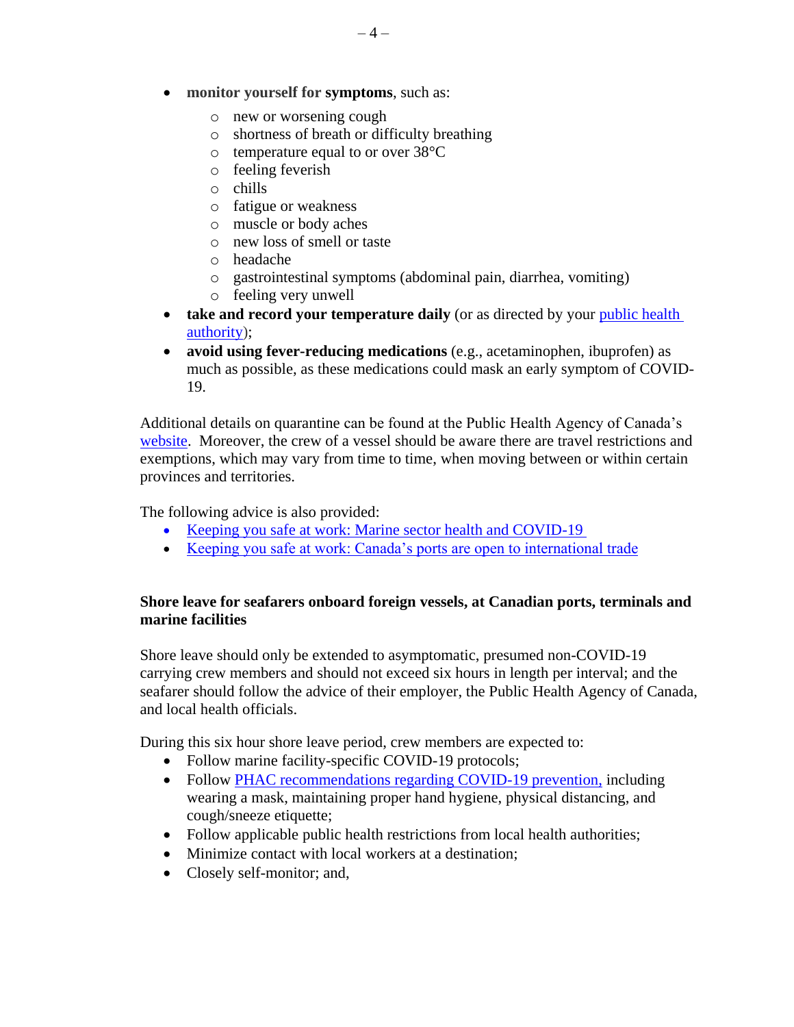- **monitor yourself for symptoms**, such as:
  - new or worsening cough
  - shortness of breath or difficulty breathing
  - temperature equal to or over 38°C
  - feeling feverish
  - chills
  - fatigue or weakness
  - muscle or body aches
  - new loss of smell or taste
  - headache
  - gastrointestinal symptoms (abdominal pain, diarrhea, vomiting)
  - feeling very unwell
- **take and record your temperature daily** (or as directed by your public health authority);
- **avoid using fever-reducing medications** (e.g., acetaminophen, ibuprofen) as much as possible, as these medications could mask an early symptom of COVID-19.

Additional details on quarantine can be found at the Public Health Agency of Canada's website. Moreover, the crew of a vessel should be aware there are travel restrictions and exemptions, which may vary from time to time, when moving between or within certain provinces and territories.

The following advice is also provided:

- Keeping you safe at work: Marine sector health and COVID-19
- Keeping you safe at work: Canada's ports are open to international trade

**Shore leave for seafarers onboard foreign vessels, at Canadian ports, terminals and marine facilities**

Shore leave should only be extended to asymptomatic, presumed non-COVID-19 carrying crew members and should not exceed six hours in length per interval; and the seafarer should follow the advice of their employer, the Public Health Agency of Canada, and local health officials.

During this six hour shore leave period, crew members are expected to:

- Follow marine facility-specific COVID-19 protocols;
- Follow PHAC recommendations regarding COVID-19 prevention, including wearing a mask, maintaining proper hand hygiene, physical distancing, and cough/sneeze etiquette;
- Follow applicable public health restrictions from local health authorities;
- Minimize contact with local workers at a destination;
- Closely self-monitor; and,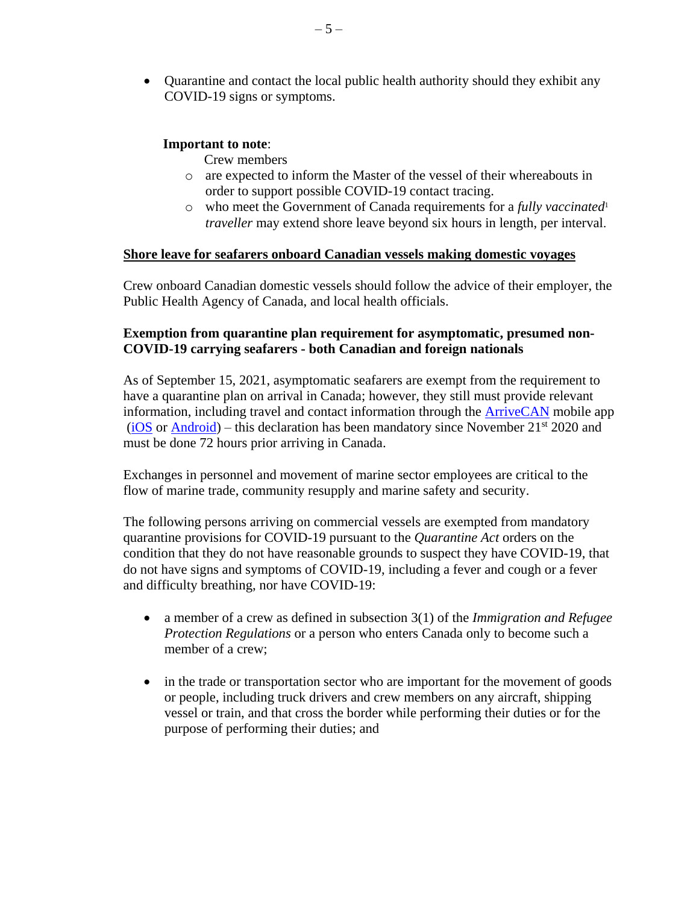- Quarantine and contact the local public health authority should they exhibit any COVID-19 signs or symptoms.

**Important to note**:

Crew members

- are expected to inform the Master of the vessel of their whereabouts in order to support possible COVID-19 contact tracing.
- who meet the Government of Canada requirements for a *fully vaccinated*[1] *traveller* may extend shore leave beyond six hours in length, per interval.

**Shore leave for seafarers onboard Canadian vessels making domestic voyages**

Crew onboard Canadian domestic vessels should follow the advice of their employer, the Public Health Agency of Canada, and local health officials.

**Exemption from quarantine plan requirement for asymptomatic, presumed non-COVID-19 carrying seafarers - both Canadian and foreign nationals**

As of September 15, 2021, asymptomatic seafarers are exempt from the requirement to have a quarantine plan on arrival in Canada; however, they still must provide relevant information, including travel and contact information through the ArriveCAN mobile app (iOS or Android) – this declaration has been mandatory since November 21st 2020 and must be done 72 hours prior arriving in Canada.

Exchanges in personnel and movement of marine sector employees are critical to the flow of marine trade, community resupply and marine safety and security.

The following persons arriving on commercial vessels are exempted from mandatory quarantine provisions for COVID-19 pursuant to the *Quarantine Act* orders on the condition that they do not have reasonable grounds to suspect they have COVID-19, that do not have signs and symptoms of COVID-19, including a fever and cough or a fever and difficulty breathing, nor have COVID-19:

- a member of a crew as defined in subsection 3(1) of the *Immigration and Refugee Protection Regulations* or a person who enters Canada only to become such a member of a crew;
- in the trade or transportation sector who are important for the movement of goods or people, including truck drivers and crew members on any aircraft, shipping vessel or train, and that cross the border while performing their duties or for the purpose of performing their duties; and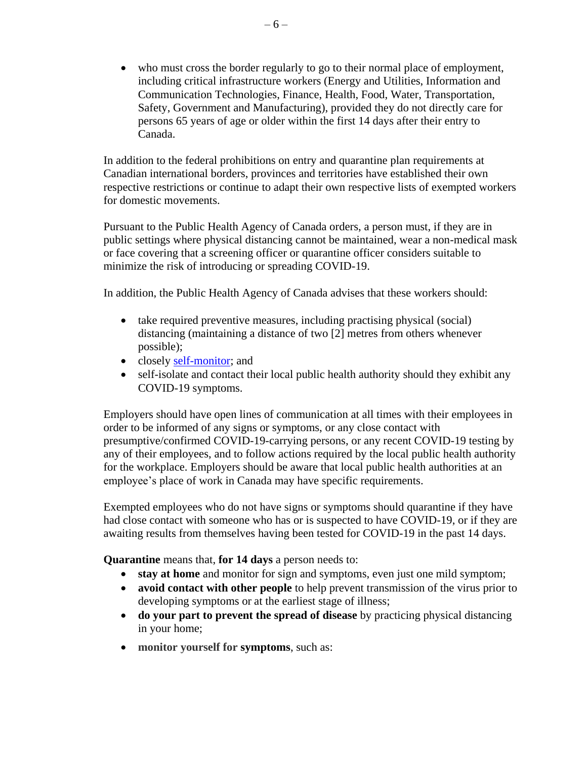- who must cross the border regularly to go to their normal place of employment, including critical infrastructure workers (Energy and Utilities, Information and Communication Technologies, Finance, Health, Food, Water, Transportation, Safety, Government and Manufacturing), provided they do not directly care for persons 65 years of age or older within the first 14 days after their entry to Canada.

In addition to the federal prohibitions on entry and quarantine plan requirements at Canadian international borders, provinces and territories have established their own respective restrictions or continue to adapt their own respective lists of exempted workers for domestic movements.

Pursuant to the Public Health Agency of Canada orders, a person must, if they are in public settings where physical distancing cannot be maintained, wear a non-medical mask or face covering that a screening officer or quarantine officer considers suitable to minimize the risk of introducing or spreading COVID-19.

In addition, the Public Health Agency of Canada advises that these workers should:

- take required preventive measures, including practising physical (social) distancing (maintaining a distance of two [2] metres from others whenever possible);
- closely self-monitor; and
- self-isolate and contact their local public health authority should they exhibit any COVID-19 symptoms.

Employers should have open lines of communication at all times with their employees in order to be informed of any signs or symptoms, or any close contact with presumptive/confirmed COVID-19-carrying persons, or any recent COVID-19 testing by any of their employees, and to follow actions required by the local public health authority for the workplace. Employers should be aware that local public health authorities at an employee's place of work in Canada may have specific requirements.

Exempted employees who do not have signs or symptoms should quarantine if they have had close contact with someone who has or is suspected to have COVID-19, or if they are awaiting results from themselves having been tested for COVID-19 in the past 14 days.

**Quarantine** means that, **for 14 days** a person needs to:

- **stay at home** and monitor for sign and symptoms, even just one mild symptom;
- **avoid contact with other people** to help prevent transmission of the virus prior to developing symptoms or at the earliest stage of illness;
- **do your part to prevent the spread of disease** by practicing physical distancing in your home;
- **monitor yourself for symptoms**, such as: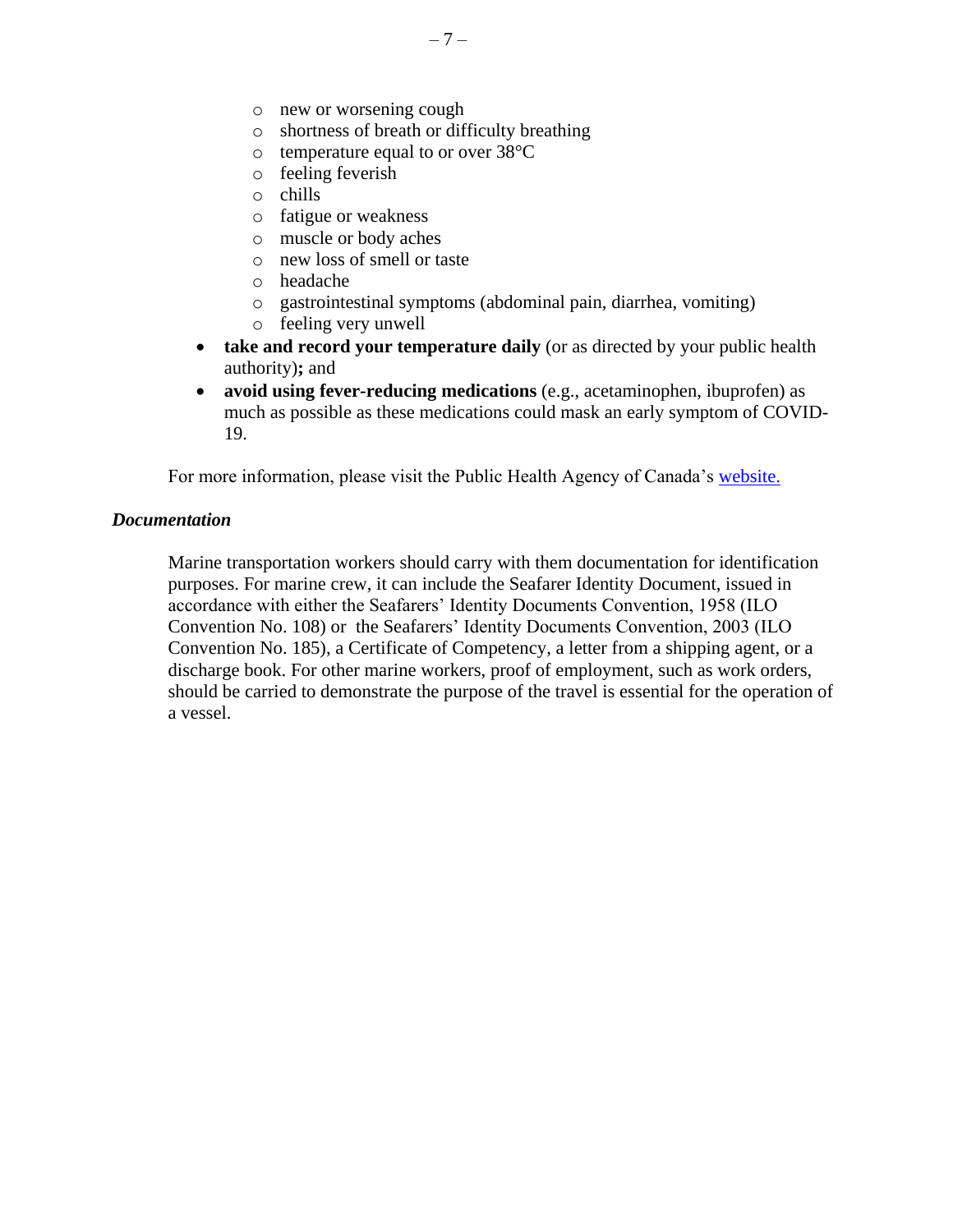- new or worsening cough
    - shortness of breath or difficulty breathing
    - temperature equal to or over 38°C
    - feeling feverish
    - chills
    - fatigue or weakness
    - muscle or body aches
    - new loss of smell or taste
    - headache
    - gastrointestinal symptoms (abdominal pain, diarrhea, vomiting)
    - feeling very unwell
- **take and record your temperature daily** (or as directed by your public health authority)**;** and
- **avoid using fever-reducing medications** (e.g., acetaminophen, ibuprofen) as much as possible as these medications could mask an early symptom of COVID-19.

For more information, please visit the Public Health Agency of Canada's [website.](website.)

***Documentation***

Marine transportation workers should carry with them documentation for identification purposes. For marine crew, it can include the Seafarer Identity Document, issued in accordance with either the Seafarers' Identity Documents Convention, 1958 (ILO Convention No. 108) or the Seafarers' Identity Documents Convention, 2003 (ILO Convention No. 185), a Certificate of Competency, a letter from a shipping agent, or a discharge book. For other marine workers, proof of employment, such as work orders, should be carried to demonstrate the purpose of the travel is essential for the operation of a vessel.